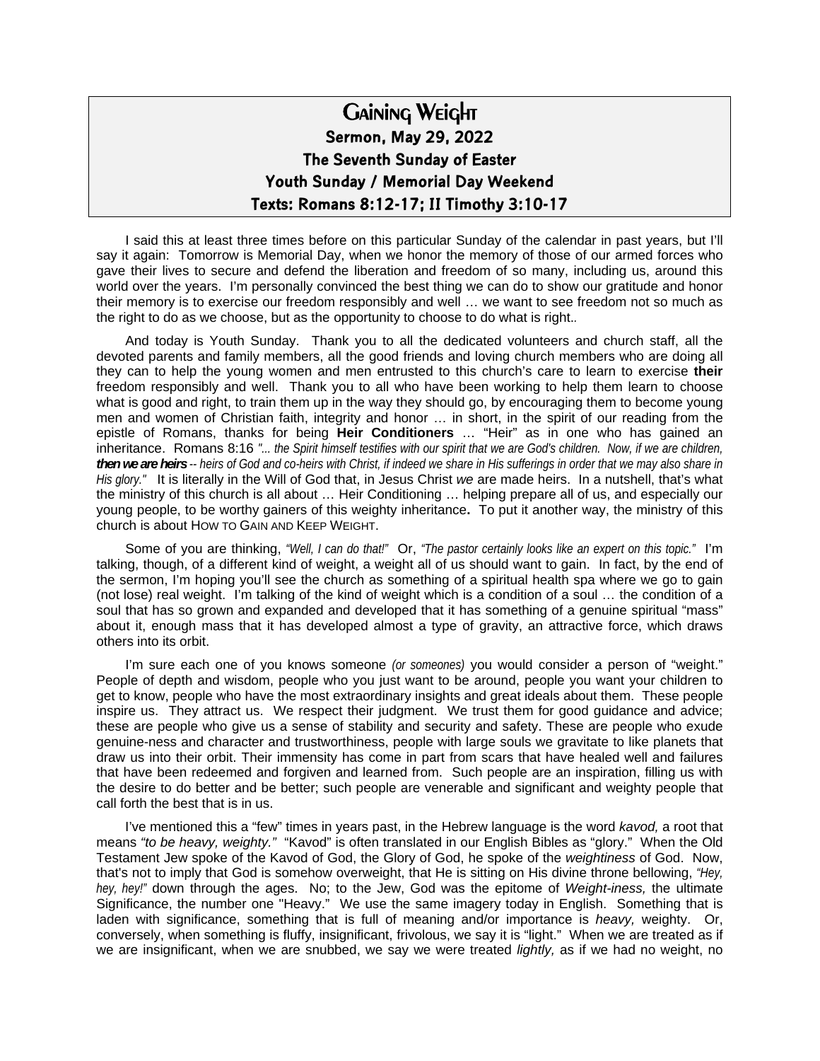# Gaining Weight

## Sermon, May 29, 2022

## The Seventh Sunday of Easter

## Youth Sunday / Memorial Day Weekend

## Texts: Romans 8:12-17; II Timothy 3:10-17

I said this at least three times before on this particular Sunday of the calendar in past years, but I'll say it again: Tomorrow is Memorial Day, when we honor the memory of those of our armed forces who gave their lives to secure and defend the liberation and freedom of so many, including us, around this world over the years. I'm personally convinced the best thing we can do to show our gratitude and honor their memory is to exercise our freedom responsibly and well … we want to see freedom not so much as the right to do as we choose, but as the opportunity to choose to do what is right..

And today is Youth Sunday. Thank you to all the dedicated volunteers and church staff, all the devoted parents and family members, all the good friends and loving church members who are doing all they can to help the young women and men entrusted to this church's care to learn to exercise **their** freedom responsibly and well. Thank you to all who have been working to help them learn to choose what is good and right, to train them up in the way they should go, by encouraging them to become young men and women of Christian faith, integrity and honor … in short, in the spirit of our reading from the epistle of Romans, thanks for being **Heir Conditioners** … "Heir" as in one who has gained an inheritance. Romans 8:16 *"... the Spirit himself testifies with our spirit that we are God's children. Now, if we are children,* ***then we are heirs*** *-- heirs of God and co-heirs with Christ, if indeed we share in His sufferings in order that we may also share in His glory."* It is literally in the Will of God that, in Jesus Christ *we* are made heirs. In a nutshell, that's what the ministry of this church is all about … Heir Conditioning … helping prepare all of us, and especially our young people, to be worthy gainers of this weighty inheritance**.** To put it another way, the ministry of this church is about HOW TO GAIN AND KEEP WEIGHT.

Some of you are thinking, *"Well, I can do that!"* Or, *"The pastor certainly looks like an expert on this topic."* I'm talking, though, of a different kind of weight, a weight all of us should want to gain. In fact, by the end of the sermon, I'm hoping you'll see the church as something of a spiritual health spa where we go to gain (not lose) real weight. I'm talking of the kind of weight which is a condition of a soul … the condition of a soul that has so grown and expanded and developed that it has something of a genuine spiritual "mass" about it, enough mass that it has developed almost a type of gravity, an attractive force, which draws others into its orbit.

I'm sure each one of you knows someone *(or someones)* you would consider a person of "weight." People of depth and wisdom, people who you just want to be around, people you want your children to get to know, people who have the most extraordinary insights and great ideals about them. These people inspire us. They attract us. We respect their judgment. We trust them for good guidance and advice; these are people who give us a sense of stability and security and safety. These are people who exude genuine-ness and character and trustworthiness, people with large souls we gravitate to like planets that draw us into their orbit. Their immensity has come in part from scars that have healed well and failures that have been redeemed and forgiven and learned from. Such people are an inspiration, filling us with the desire to do better and be better; such people are venerable and significant and weighty people that call forth the best that is in us.

I've mentioned this a "few" times in years past, in the Hebrew language is the word *kavod,* a root that means *"to be heavy, weighty."* "Kavod" is often translated in our English Bibles as "glory." When the Old Testament Jew spoke of the Kavod of God, the Glory of God, he spoke of the *weightiness* of God. Now, that's not to imply that God is somehow overweight, that He is sitting on His divine throne bellowing, *"Hey, hey, hey!"* down through the ages. No; to the Jew, God was the epitome of *Weight-iness,* the ultimate Significance, the number one "Heavy." We use the same imagery today in English. Something that is laden with significance, something that is full of meaning and/or importance is *heavy,* weighty. Or, conversely, when something is fluffy, insignificant, frivolous, we say it is "light." When we are treated as if we are insignificant, when we are snubbed, we say we were treated *lightly,* as if we had no weight, no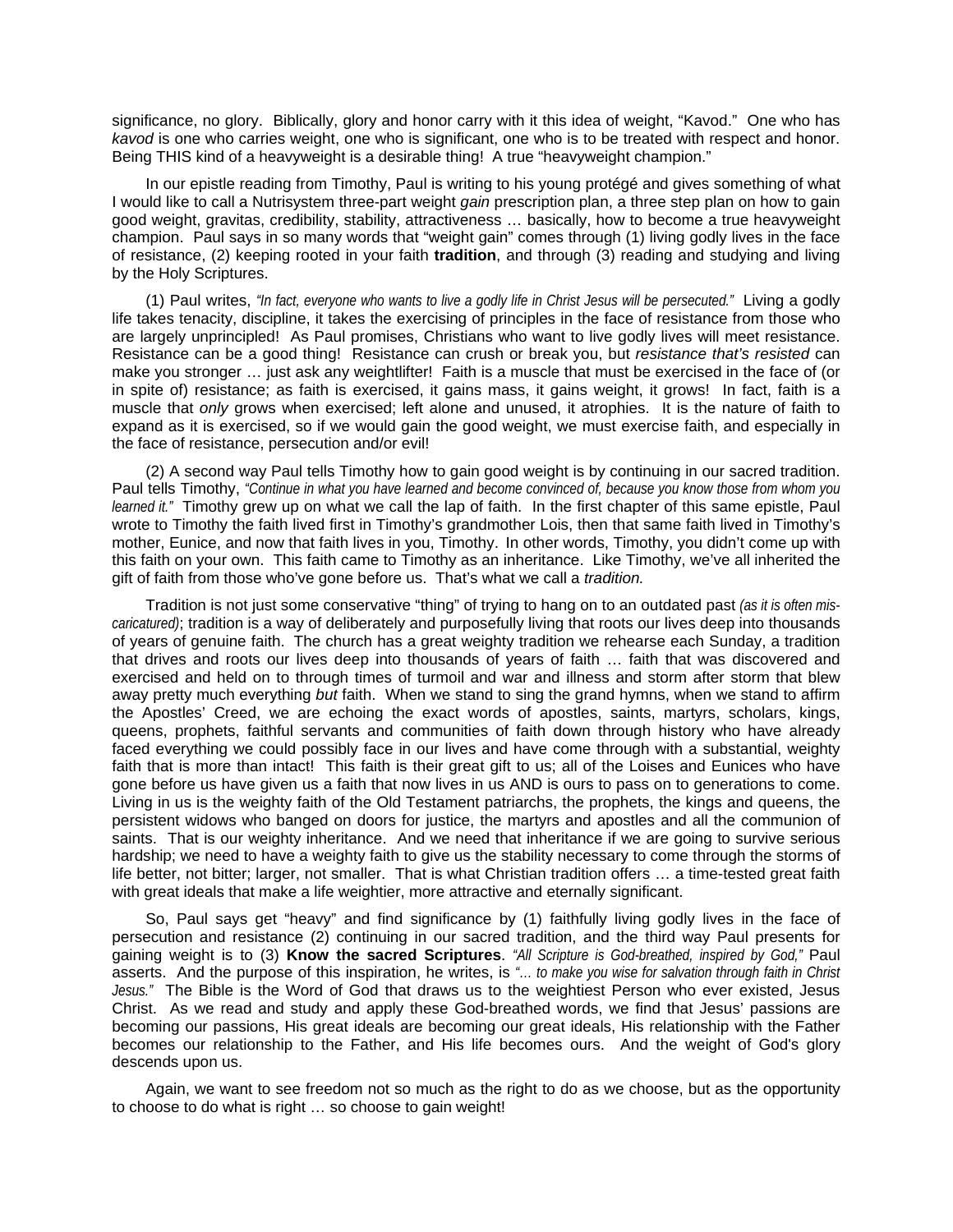significance, no glory. Biblically, glory and honor carry with it this idea of weight, "Kavod." One who has *kavod* is one who carries weight, one who is significant, one who is to be treated with respect and honor. Being THIS kind of a heavyweight is a desirable thing! A true "heavyweight champion."

In our epistle reading from Timothy, Paul is writing to his young protégé and gives something of what I would like to call a Nutrisystem three-part weight *gain* prescription plan, a three step plan on how to gain good weight, gravitas, credibility, stability, attractiveness … basically, how to become a true heavyweight champion. Paul says in so many words that "weight gain" comes through (1) living godly lives in the face of resistance, (2) keeping rooted in your faith **tradition**, and through (3) reading and studying and living by the Holy Scriptures.

(1) Paul writes, *"In fact, everyone who wants to live a godly life in Christ Jesus will be persecuted."* Living a godly life takes tenacity, discipline, it takes the exercising of principles in the face of resistance from those who are largely unprincipled! As Paul promises, Christians who want to live godly lives will meet resistance. Resistance can be a good thing! Resistance can crush or break you, but *resistance that's resisted* can make you stronger … just ask any weightlifter! Faith is a muscle that must be exercised in the face of (or in spite of) resistance; as faith is exercised, it gains mass, it gains weight, it grows! In fact, faith is a muscle that *only* grows when exercised; left alone and unused, it atrophies. It is the nature of faith to expand as it is exercised, so if we would gain the good weight, we must exercise faith, and especially in the face of resistance, persecution and/or evil!

(2) A second way Paul tells Timothy how to gain good weight is by continuing in our sacred tradition. Paul tells Timothy, *"Continue in what you have learned and become convinced of, because you know those from whom you learned it."* Timothy grew up on what we call the lap of faith. In the first chapter of this same epistle, Paul wrote to Timothy the faith lived first in Timothy's grandmother Lois, then that same faith lived in Timothy's mother, Eunice, and now that faith lives in you, Timothy. In other words, Timothy, you didn't come up with this faith on your own. This faith came to Timothy as an inheritance. Like Timothy, we've all inherited the gift of faith from those who've gone before us. That's what we call a *tradition.*

Tradition is not just some conservative "thing" of trying to hang on to an outdated past *(as it is often mis-caricatured)*; tradition is a way of deliberately and purposefully living that roots our lives deep into thousands of years of genuine faith. The church has a great weighty tradition we rehearse each Sunday, a tradition that drives and roots our lives deep into thousands of years of faith … faith that was discovered and exercised and held on to through times of turmoil and war and illness and storm after storm that blew away pretty much everything *but* faith. When we stand to sing the grand hymns, when we stand to affirm the Apostles' Creed, we are echoing the exact words of apostles, saints, martyrs, scholars, kings, queens, prophets, faithful servants and communities of faith down through history who have already faced everything we could possibly face in our lives and have come through with a substantial, weighty faith that is more than intact! This faith is their great gift to us; all of the Loises and Eunices who have gone before us have given us a faith that now lives in us AND is ours to pass on to generations to come. Living in us is the weighty faith of the Old Testament patriarchs, the prophets, the kings and queens, the persistent widows who banged on doors for justice, the martyrs and apostles and all the communion of saints. That is our weighty inheritance. And we need that inheritance if we are going to survive serious hardship; we need to have a weighty faith to give us the stability necessary to come through the storms of life better, not bitter; larger, not smaller. That is what Christian tradition offers … a time-tested great faith with great ideals that make a life weightier, more attractive and eternally significant.

So, Paul says get "heavy" and find significance by (1) faithfully living godly lives in the face of persecution and resistance (2) continuing in our sacred tradition, and the third way Paul presents for gaining weight is to (3) **Know the sacred Scriptures**. *"All Scripture is God-breathed, inspired by God,"* Paul asserts. And the purpose of this inspiration, he writes, is *"… to make you wise for salvation through faith in Christ Jesus."* The Bible is the Word of God that draws us to the weightiest Person who ever existed, Jesus Christ. As we read and study and apply these God-breathed words, we find that Jesus' passions are becoming our passions, His great ideals are becoming our great ideals, His relationship with the Father becomes our relationship to the Father, and His life becomes ours. And the weight of God's glory descends upon us.

Again, we want to see freedom not so much as the right to do as we choose, but as the opportunity to choose to do what is right … so choose to gain weight!